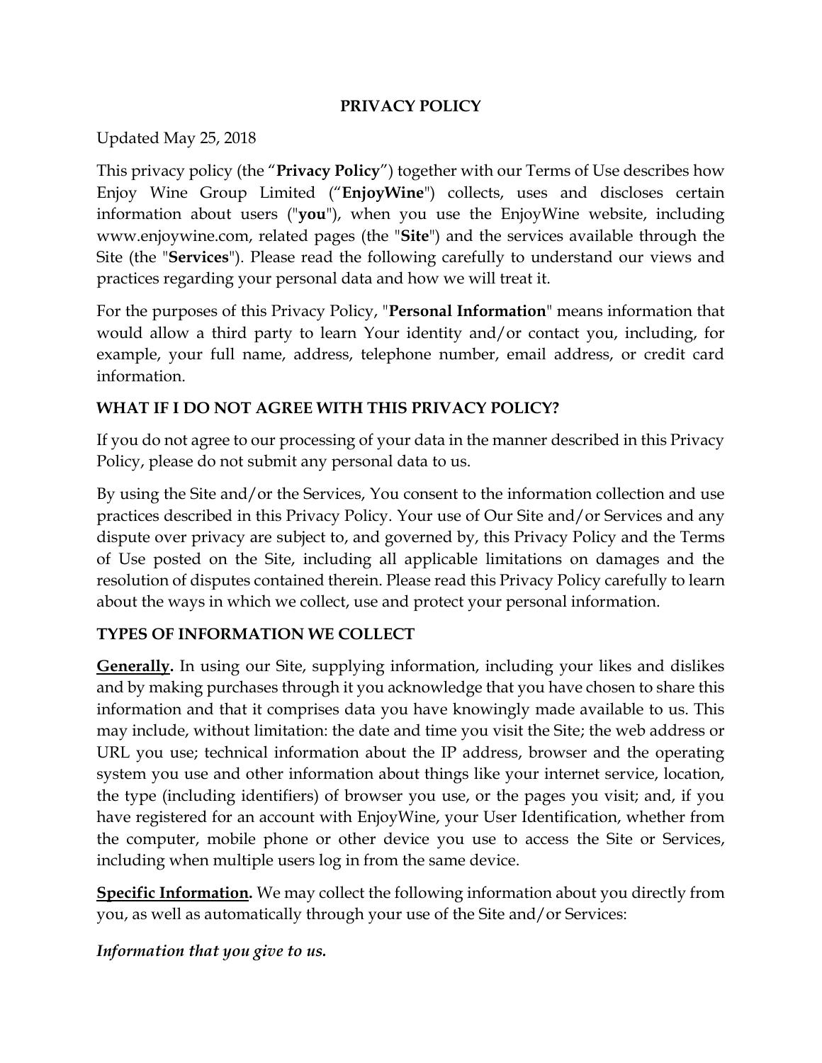# PRIVACY POLICY

Updated May 25, 2018

This privacy policy (the "**Privacy Policy**") together with our Terms of Use describes how Enjoy Wine Group Limited ("**EnjoyWine**") collects, uses and discloses certain information about users ("**you**"), when you use the EnjoyWine website, including www.enjoywine.com, related pages (the "**Site**") and the services available through the Site (the "**Services**"). Please read the following carefully to understand our views and practices regarding your personal data and how we will treat it.

For the purposes of this Privacy Policy, "**Personal Information**" means information that would allow a third party to learn Your identity and/or contact you, including, for example, your full name, address, telephone number, email address, or credit card information.

## WHAT IF I DO NOT AGREE WITH THIS PRIVACY POLICY?

If you do not agree to our processing of your data in the manner described in this Privacy Policy, please do not submit any personal data to us.

By using the Site and/or the Services, You consent to the information collection and use practices described in this Privacy Policy. Your use of Our Site and/or Services and any dispute over privacy are subject to, and governed by, this Privacy Policy and the Terms of Use posted on the Site, including all applicable limitations on damages and the resolution of disputes contained therein. Please read this Privacy Policy carefully to learn about the ways in which we collect, use and protect your personal information.

## TYPES OF INFORMATION WE COLLECT

**Generally.** In using our Site, supplying information, including your likes and dislikes and by making purchases through it you acknowledge that you have chosen to share this information and that it comprises data you have knowingly made available to us. This may include, without limitation: the date and time you visit the Site; the web address or URL you use; technical information about the IP address, browser and the operating system you use and other information about things like your internet service, location, the type (including identifiers) of browser you use, or the pages you visit; and, if you have registered for an account with EnjoyWine, your User Identification, whether from the computer, mobile phone or other device you use to access the Site or Services, including when multiple users log in from the same device.

**Specific Information.** We may collect the following information about you directly from you, as well as automatically through your use of the Site and/or Services:

***Information that you give to us.***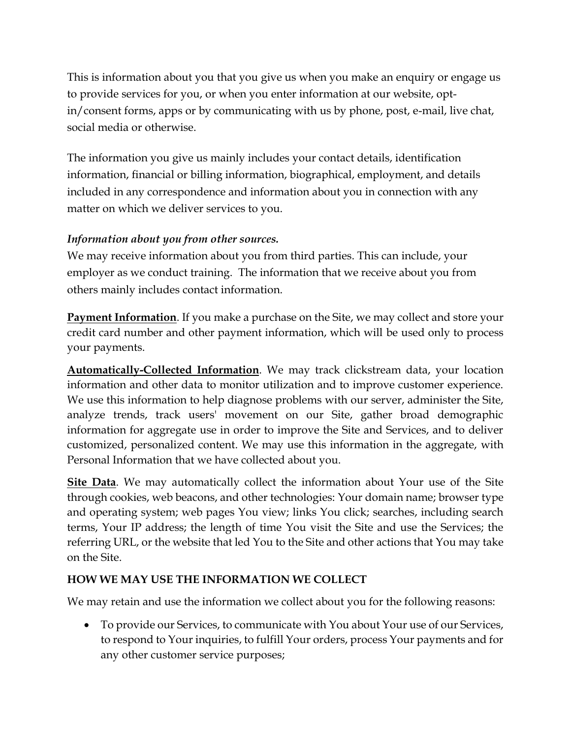This is information about you that you give us when you make an enquiry or engage us to provide services for you, or when you enter information at our website, opt-in/consent forms, apps or by communicating with us by phone, post, e-mail, live chat, social media or otherwise.

The information you give us mainly includes your contact details, identification information, financial or billing information, biographical, employment, and details included in any correspondence and information about you in connection with any matter on which we deliver services to you.

***Information about you from other sources.***

We may receive information about you from third parties. This can include, your employer as we conduct training. The information that we receive about you from others mainly includes contact information.

**Payment Information**. If you make a purchase on the Site, we may collect and store your credit card number and other payment information, which will be used only to process your payments.

**Automatically-Collected Information**. We may track clickstream data, your location information and other data to monitor utilization and to improve customer experience. We use this information to help diagnose problems with our server, administer the Site, analyze trends, track users' movement on our Site, gather broad demographic information for aggregate use in order to improve the Site and Services, and to deliver customized, personalized content. We may use this information in the aggregate, with Personal Information that we have collected about you.

**Site Data**. We may automatically collect the information about Your use of the Site through cookies, web beacons, and other technologies: Your domain name; browser type and operating system; web pages You view; links You click; searches, including search terms, Your IP address; the length of time You visit the Site and use the Services; the referring URL, or the website that led You to the Site and other actions that You may take on the Site.

**HOW WE MAY USE THE INFORMATION WE COLLECT**

We may retain and use the information we collect about you for the following reasons:

- To provide our Services, to communicate with You about Your use of our Services, to respond to Your inquiries, to fulfill Your orders, process Your payments and for any other customer service purposes;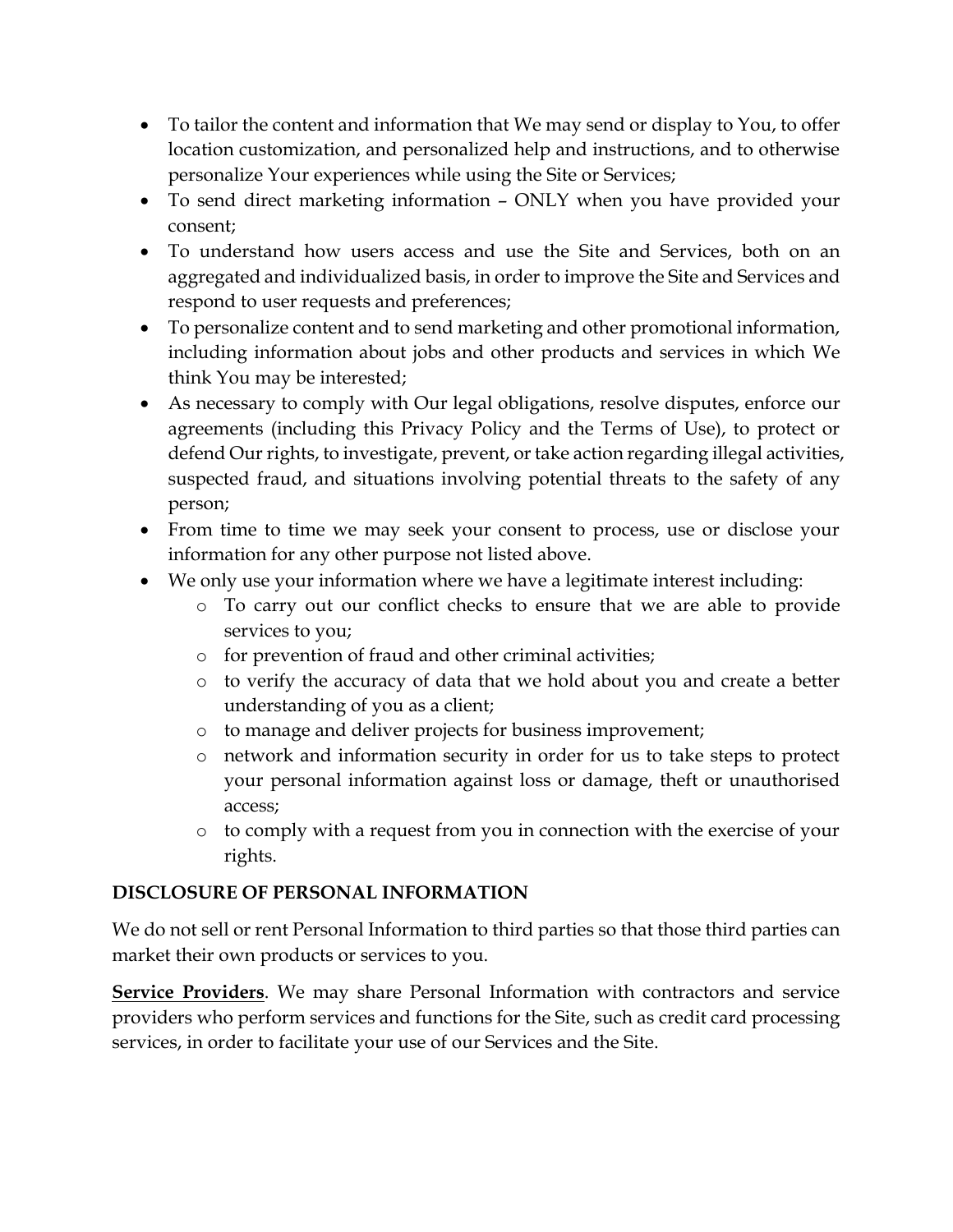- To tailor the content and information that We may send or display to You, to offer location customization, and personalized help and instructions, and to otherwise personalize Your experiences while using the Site or Services;
- To send direct marketing information – ONLY when you have provided your consent;
- To understand how users access and use the Site and Services, both on an aggregated and individualized basis, in order to improve the Site and Services and respond to user requests and preferences;
- To personalize content and to send marketing and other promotional information, including information about jobs and other products and services in which We think You may be interested;
- As necessary to comply with Our legal obligations, resolve disputes, enforce our agreements (including this Privacy Policy and the Terms of Use), to protect or defend Our rights, to investigate, prevent, or take action regarding illegal activities, suspected fraud, and situations involving potential threats to the safety of any person;
- From time to time we may seek your consent to process, use or disclose your information for any other purpose not listed above.
- We only use your information where we have a legitimate interest including:
    - To carry out our conflict checks to ensure that we are able to provide services to you;
    - for prevention of fraud and other criminal activities;
    - to verify the accuracy of data that we hold about you and create a better understanding of you as a client;
    - to manage and deliver projects for business improvement;
    - network and information security in order for us to take steps to protect your personal information against loss or damage, theft or unauthorised access;
    - to comply with a request from you in connection with the exercise of your rights.

**DISCLOSURE OF PERSONAL INFORMATION**

We do not sell or rent Personal Information to third parties so that those third parties can market their own products or services to you.

**Service Providers**. We may share Personal Information with contractors and service providers who perform services and functions for the Site, such as credit card processing services, in order to facilitate your use of our Services and the Site.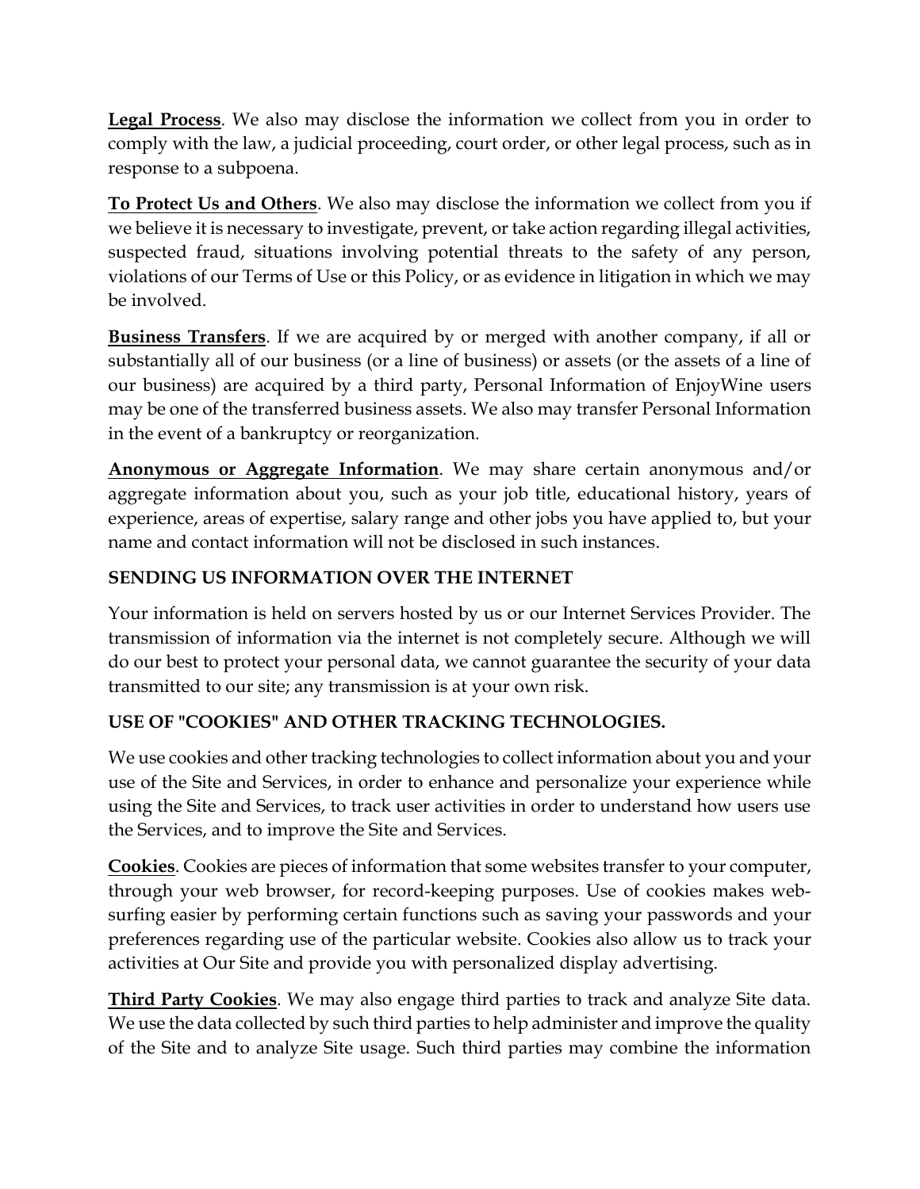**Legal Process**. We also may disclose the information we collect from you in order to comply with the law, a judicial proceeding, court order, or other legal process, such as in response to a subpoena.

**To Protect Us and Others**. We also may disclose the information we collect from you if we believe it is necessary to investigate, prevent, or take action regarding illegal activities, suspected fraud, situations involving potential threats to the safety of any person, violations of our Terms of Use or this Policy, or as evidence in litigation in which we may be involved.

**Business Transfers**. If we are acquired by or merged with another company, if all or substantially all of our business (or a line of business) or assets (or the assets of a line of our business) are acquired by a third party, Personal Information of EnjoyWine users may be one of the transferred business assets. We also may transfer Personal Information in the event of a bankruptcy or reorganization.

**Anonymous or Aggregate Information**. We may share certain anonymous and/or aggregate information about you, such as your job title, educational history, years of experience, areas of expertise, salary range and other jobs you have applied to, but your name and contact information will not be disclosed in such instances.

**SENDING US INFORMATION OVER THE INTERNET**

Your information is held on servers hosted by us or our Internet Services Provider. The transmission of information via the internet is not completely secure. Although we will do our best to protect your personal data, we cannot guarantee the security of your data transmitted to our site; any transmission is at your own risk.

**USE OF "COOKIES" AND OTHER TRACKING TECHNOLOGIES.**

We use cookies and other tracking technologies to collect information about you and your use of the Site and Services, in order to enhance and personalize your experience while using the Site and Services, to track user activities in order to understand how users use the Services, and to improve the Site and Services.

**Cookies**. Cookies are pieces of information that some websites transfer to your computer, through your web browser, for record-keeping purposes. Use of cookies makes web-surfing easier by performing certain functions such as saving your passwords and your preferences regarding use of the particular website. Cookies also allow us to track your activities at Our Site and provide you with personalized display advertising.

**Third Party Cookies**. We may also engage third parties to track and analyze Site data. We use the data collected by such third parties to help administer and improve the quality of the Site and to analyze Site usage. Such third parties may combine the information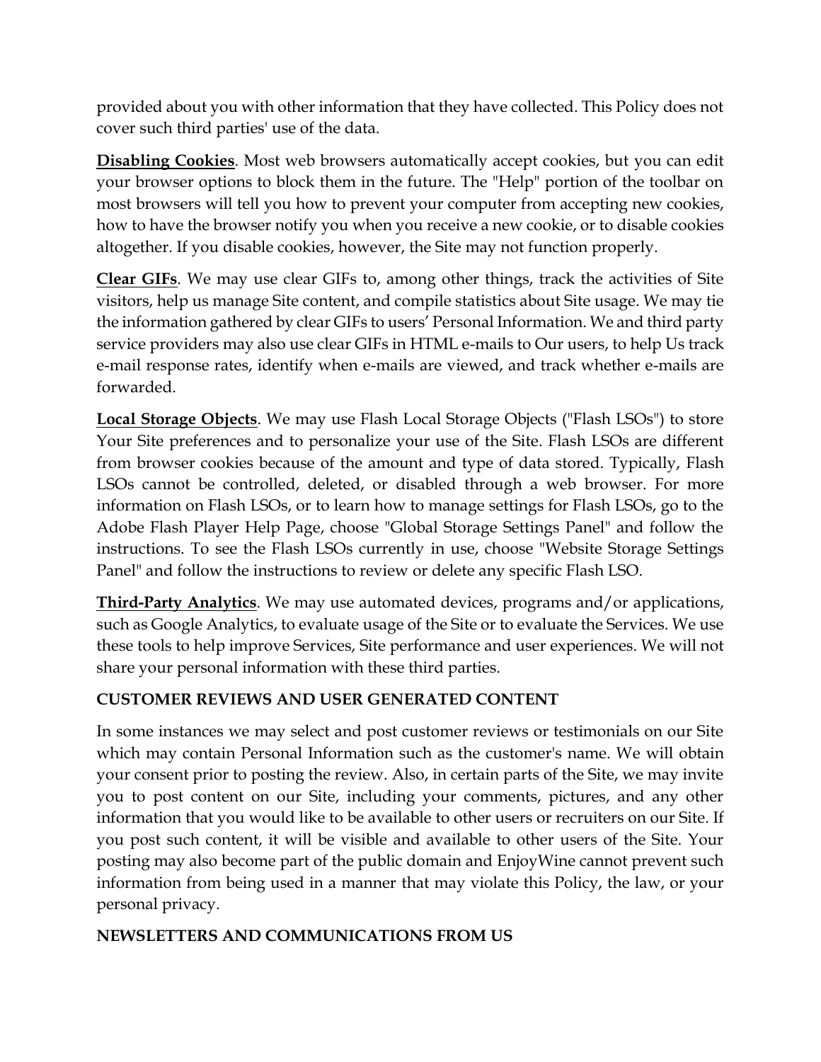provided about you with other information that they have collected. This Policy does not cover such third parties' use of the data.

**Disabling Cookies**. Most web browsers automatically accept cookies, but you can edit your browser options to block them in the future. The "Help" portion of the toolbar on most browsers will tell you how to prevent your computer from accepting new cookies, how to have the browser notify you when you receive a new cookie, or to disable cookies altogether. If you disable cookies, however, the Site may not function properly.

**Clear GIFs**. We may use clear GIFs to, among other things, track the activities of Site visitors, help us manage Site content, and compile statistics about Site usage. We may tie the information gathered by clear GIFs to users' Personal Information. We and third party service providers may also use clear GIFs in HTML e-mails to Our users, to help Us track e-mail response rates, identify when e-mails are viewed, and track whether e-mails are forwarded.

**Local Storage Objects**. We may use Flash Local Storage Objects ("Flash LSOs") to store Your Site preferences and to personalize your use of the Site. Flash LSOs are different from browser cookies because of the amount and type of data stored. Typically, Flash LSOs cannot be controlled, deleted, or disabled through a web browser. For more information on Flash LSOs, or to learn how to manage settings for Flash LSOs, go to the Adobe Flash Player Help Page, choose "Global Storage Settings Panel" and follow the instructions. To see the Flash LSOs currently in use, choose "Website Storage Settings Panel" and follow the instructions to review or delete any specific Flash LSO.

**Third-Party Analytics**. We may use automated devices, programs and/or applications, such as Google Analytics, to evaluate usage of the Site or to evaluate the Services. We use these tools to help improve Services, Site performance and user experiences. We will not share your personal information with these third parties.

## CUSTOMER REVIEWS AND USER GENERATED CONTENT

In some instances we may select and post customer reviews or testimonials on our Site which may contain Personal Information such as the customer's name. We will obtain your consent prior to posting the review. Also, in certain parts of the Site, we may invite you to post content on our Site, including your comments, pictures, and any other information that you would like to be available to other users or recruiters on our Site. If you post such content, it will be visible and available to other users of the Site. Your posting may also become part of the public domain and EnjoyWine cannot prevent such information from being used in a manner that may violate this Policy, the law, or your personal privacy.

## NEWSLETTERS AND COMMUNICATIONS FROM US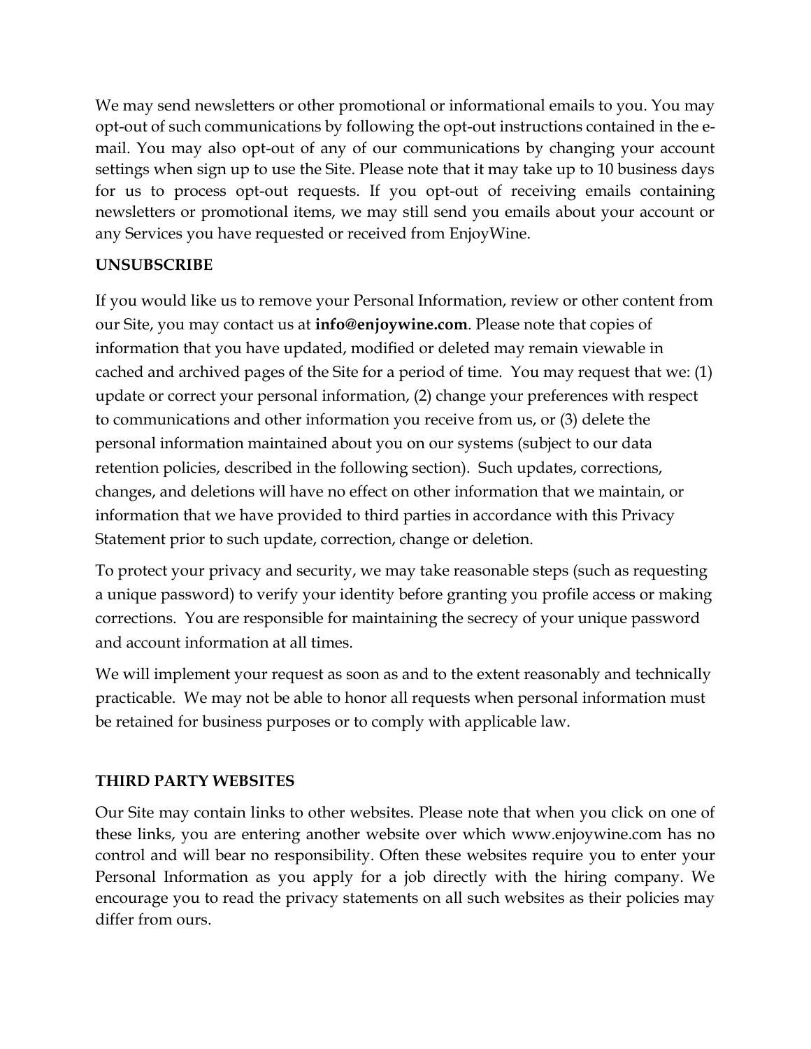We may send newsletters or other promotional or informational emails to you. You may opt-out of such communications by following the opt-out instructions contained in the e-mail. You may also opt-out of any of our communications by changing your account settings when sign up to use the Site. Please note that it may take up to 10 business days for us to process opt-out requests. If you opt-out of receiving emails containing newsletters or promotional items, we may still send you emails about your account or any Services you have requested or received from EnjoyWine.

**UNSUBSCRIBE**

If you would like us to remove your Personal Information, review or other content from our Site, you may contact us at **info@enjoywine.com**. Please note that copies of information that you have updated, modified or deleted may remain viewable in cached and archived pages of the Site for a period of time. You may request that we: (1) update or correct your personal information, (2) change your preferences with respect to communications and other information you receive from us, or (3) delete the personal information maintained about you on our systems (subject to our data retention policies, described in the following section). Such updates, corrections, changes, and deletions will have no effect on other information that we maintain, or information that we have provided to third parties in accordance with this Privacy Statement prior to such update, correction, change or deletion.

To protect your privacy and security, we may take reasonable steps (such as requesting a unique password) to verify your identity before granting you profile access or making corrections. You are responsible for maintaining the secrecy of your unique password and account information at all times.

We will implement your request as soon as and to the extent reasonably and technically practicable. We may not be able to honor all requests when personal information must be retained for business purposes or to comply with applicable law.

**THIRD PARTY WEBSITES**

Our Site may contain links to other websites. Please note that when you click on one of these links, you are entering another website over which www.enjoywine.com has no control and will bear no responsibility. Often these websites require you to enter your Personal Information as you apply for a job directly with the hiring company. We encourage you to read the privacy statements on all such websites as their policies may differ from ours.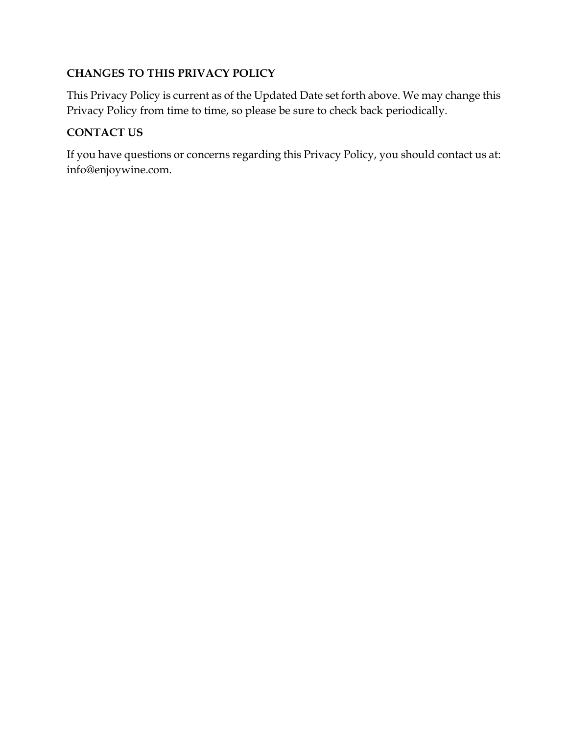**CHANGES TO THIS PRIVACY POLICY**

This Privacy Policy is current as of the Updated Date set forth above. We may change this Privacy Policy from time to time, so please be sure to check back periodically.

**CONTACT US**

If you have questions or concerns regarding this Privacy Policy, you should contact us at: info@enjoywine.com.